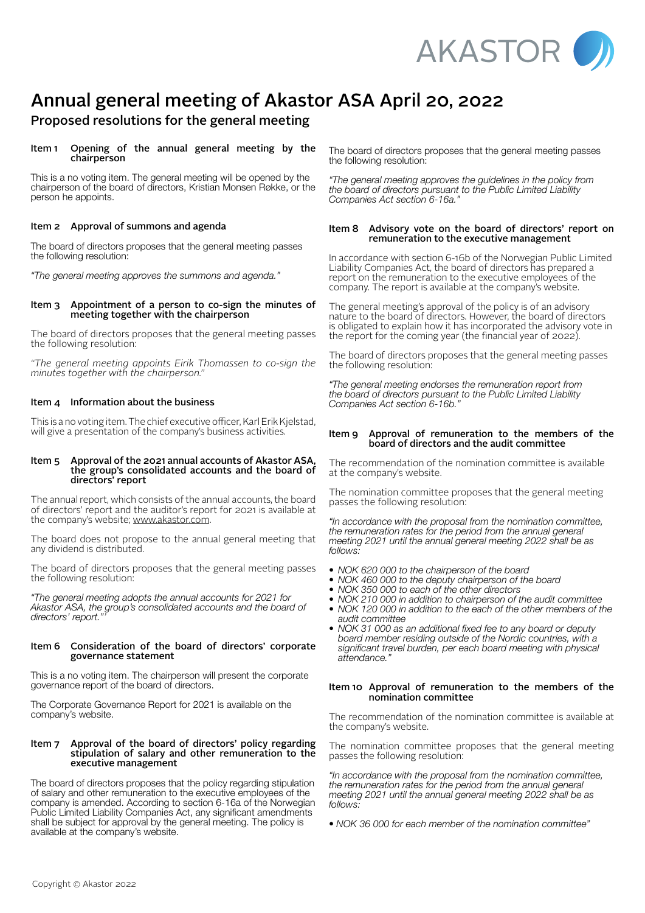# Annual general meeting of Akastor ASA April 20, 2022

## Proposed resolutions for the general meeting

### Item 1 Opening of the annual general meeting by the chairperson

This is a no voting item. The general meeting will be opened by the chairperson of the board of directors, Kristian Monsen Røkke, or the person he appoints.

### Item 2 Approval of summons and agenda

The board of directors proposes that the general meeting passes the following resolution:

*"The general meeting approves the summons and agenda."*

### Item 3 Appointment of a person to co-sign the minutes of meeting together with the chairperson

The board of directors proposes that the general meeting passes the following resolution:

*"The general meeting appoints Eirik Thomassen to co-sign the minutes together with the chairperson."*

### Item 4 Information about the business

This is a no voting item. The chief executive officer, Karl Erik Kjelstad, will give a presentation of the company's business activities.

### Item 5 Approval of the 2021 annual accounts of Akastor ASA, the group's consolidated accounts and the board of directors' report

The annual report, which consists of the annual accounts, the board of directors' report and the auditor's report for 2021 is available at the company's website; www.akastor.com.

The board does not propose to the annual general meeting that any dividend is distributed.

The board of directors proposes that the general meeting passes the following resolution:

*"The general meeting adopts the annual accounts for 2021 for Akastor ASA, the group's consolidated accounts and the board of directors' report."*

### Item 6 Consideration of the board of directors' corporate governance statement

This is a no voting item. The chairperson will present the corporate governance report of the board of directors.

The Corporate Governance Report for 2021 is available on the company's website.

### Item 7 Approval of the board of directors' policy regarding stipulation of salary and other remuneration to the executive management

The board of directors proposes that the policy regarding stipulation of salary and other remuneration to the executive employees of the company is amended. According to section 6-16a of the Norwegian Public Limited Liability Companies Act, any significant amendments shall be subject for approval by the general meeting. The policy is available at the company's website.

The board of directors proposes that the general meeting passes the following resolution:

*"The general meeting approves the guidelines in the policy from the board of directors pursuant to the Public Limited Liability Companies Act section 6-16a."*

### Item 8 Advisory vote on the board of directors' report on remuneration to the executive management

In accordance with section 6-16b of the Norwegian Public Limited Liability Companies Act, the board of directors has prepared a report on the remuneration to the executive employees of the company. The report is available at the company's website.

The general meeting's approval of the policy is of an advisory nature to the board of directors. However, the board of directors is obligated to explain how it has incorporated the advisory vote in the report for the coming year (the financial year of 2022).

The board of directors proposes that the general meeting passes the following resolution:

*"The general meeting endorses the remuneration report from the board of directors pursuant to the Public Limited Liability Companies Act section 6-16b."*

### Item 9 Approval of remuneration to the members of the board of directors and the audit committee

The recommendation of the nomination committee is available at the company's website.

The nomination committee proposes that the general meeting passes the following resolution:

*"In accordance with the proposal from the nomination committee, the remuneration rates for the period from the annual general meeting 2021 until the annual general meeting 2022 shall be as follows:*

- *NOK 620 000 to the chairperson of the board*
- *NOK 460 000 to the deputy chairperson of the board*
- *NOK 350 000 to each of the other directors*
- *NOK 210 000 in addition to chairperson of the audit committee*
- *NOK 120 000 in addition to the each of the other members of the audit committee*
- *NOK 31 000 as an additional fixed fee to any board or deputy board member residing outside of the Nordic countries, with a significant travel burden, per each board meeting with physical attendance."*

### Item 10 Approval of remuneration to the members of the nomination committee

The recommendation of the nomination committee is available at the company's website.

The nomination committee proposes that the general meeting passes the following resolution:

*"In accordance with the proposal from the nomination committee, the remuneration rates for the period from the annual general meeting 2021 until the annual general meeting 2022 shall be as follows:*

- *NOK 36 000 for each member of the nomination committee"*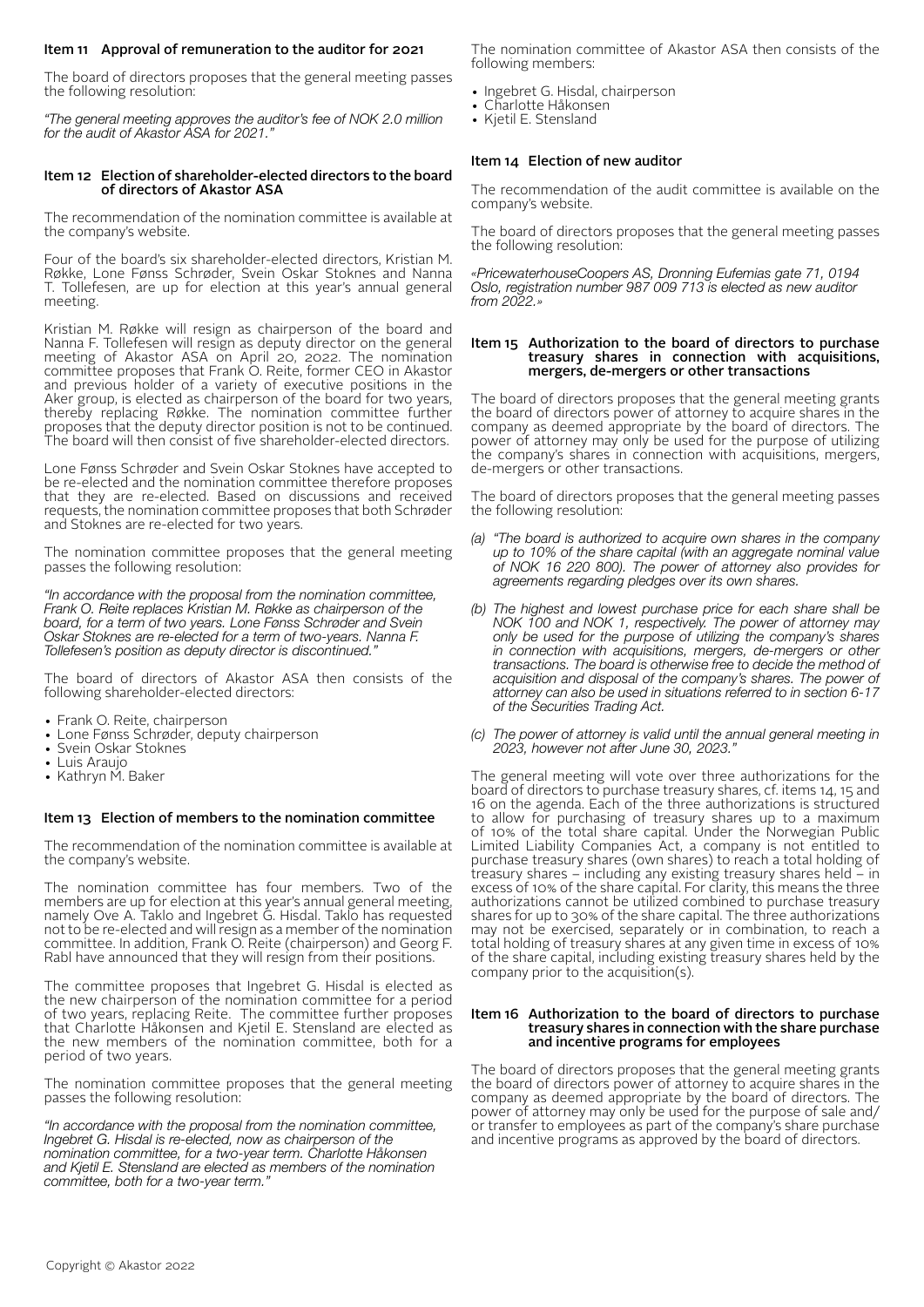### Item 11 Approval of remuneration to the auditor for 2021

The board of directors proposes that the general meeting passes the following resolution:

*"The general meeting approves the auditor's fee of NOK 2.0 million for the audit of Akastor ASA for 2021."*

### Item 12 Election of shareholder-elected directors to the board of directors of Akastor ASA

The recommendation of the nomination committee is available at the company's website.

Four of the board's six shareholder-elected directors, Kristian M. Røkke, Lone Fønss Schrøder, Svein Oskar Stoknes and Nanna T. Tollefesen, are up for election at this year's annual general meeting.

Kristian M. Røkke will resign as chairperson of the board and Nanna F. Tollefesen will resign as deputy director on the general meeting of Akastor ASA on April 20, 2022. The nomination committee proposes that Frank O. Reite, former CEO in Akastor and previous holder of a variety of executive positions in the Aker group, is elected as chairperson of the board for two years, thereby replacing Røkke. The nomination committee further proposes that the deputy director position is not to be continued. The board will then consist of five shareholder-elected directors.

Lone Fønss Schrøder and Svein Oskar Stoknes have accepted to be re-elected and the nomination committee therefore proposes that they are re-elected. Based on discussions and received requests, the nomination committee proposes that both Schrøder and Stoknes are re-elected for two years.

The nomination committee proposes that the general meeting passes the following resolution:

*"In accordance with the proposal from the nomination committee, Frank O. Reite replaces Kristian M. Røkke as chairperson of the board, for a term of two years. Lone Fønss Schrøder and Svein Oskar Stoknes are re-elected for a term of two-years. Nanna F. Tollefesen's position as deputy director is discontinued."*

The board of directors of Akastor ASA then consists of the following shareholder-elected directors:

- Frank O. Reite, chairperson
- Lone Fønss Schrøder, deputy chairperson
- Svein Oskar Stoknes
- Luis Araujo
- Kathryn M. Baker

### Item 13 Election of members to the nomination committee

The recommendation of the nomination committee is available at the company's website.

The nomination committee has four members. Two of the members are up for election at this year's annual general meeting, namely Ove A. Taklo and Ingebret G. Hisdal. Taklo has requested not to be re-elected and will resign as a member of the nomination committee. In addition, Frank O. Reite (chairperson) and Georg F. Rabl have announced that they will resign from their positions.

The committee proposes that Ingebret G. Hisdal is elected as the new chairperson of the nomination committee for a period of two years, replacing Reite. The committee further proposes that Charlotte Håkonsen and Kjetil E. Stensland are elected as the new members of the nomination committee, both for a period of two years.

The nomination committee proposes that the general meeting passes the following resolution:

*"In accordance with the proposal from the nomination committee, Ingebret G. Hisdal is re-elected, now as chairperson of the nomination committee, for a two-year term. Charlotte Håkonsen and Kjetil E. Stensland are elected as members of the nomination committee, both for a two-year term."*

The nomination committee of Akastor ASA then consists of the following members:

- Ingebret G. Hisdal, chairperson
- Charlotte Håkonsen
- Kjetil E. Stensland

### Item 14 Election of new auditor

The recommendation of the audit committee is available on the company's website.

The board of directors proposes that the general meeting passes the following resolution:

*«PricewaterhouseCoopers AS, Dronning Eufemias gate 71, 0194 Oslo, registration number 987 009 713 is elected as new auditor from 2022.»*

### Item 15 Authorization to the board of directors to purchase treasury shares in connection with acquisitions, mergers, de-mergers or other transactions

The board of directors proposes that the general meeting grants the board of directors power of attorney to acquire shares in the company as deemed appropriate by the board of directors. The power of attorney may only be used for the purpose of utilizing the company's shares in connection with acquisitions, mergers, de-mergers or other transactions.

The board of directors proposes that the general meeting passes the following resolution:

(a) *"The board is authorized to acquire own shares in the company up to 10% of the share capital (with an aggregate nominal value of NOK 16 220 800). The power of attorney also provides for agreements regarding pledges over its own shares.*

(b) *The highest and lowest purchase price for each share shall be NOK 100 and NOK 1, respectively. The power of attorney may only be used for the purpose of utilizing the company's shares in connection with acquisitions, mergers, de-mergers or other transactions. The board is otherwise free to decide the method of acquisition and disposal of the company's shares. The power of attorney can also be used in situations referred to in section 6-17 of the Securities Trading Act.*

(c) *The power of attorney is valid until the annual general meeting in 2023, however not after June 30, 2023."*

The general meeting will vote over three authorizations for the board of directors to purchase treasury shares, cf. items 14, 15 and 16 on the agenda. Each of the three authorizations is structured to allow for purchasing of treasury shares up to a maximum of 10% of the total share capital. Under the Norwegian Public Limited Liability Companies Act, a company is not entitled to purchase treasury shares (own shares) to reach a total holding of treasury shares – including any existing treasury shares held – in excess of 10% of the share capital. For clarity, this means the three authorizations cannot be utilized combined to purchase treasury shares for up to 30% of the share capital. The three authorizations may not be exercised, separately or in combination, to reach a total holding of treasury shares at any given time in excess of 10% of the share capital, including existing treasury shares held by the company prior to the acquisition(s).

### Item 16 Authorization to the board of directors to purchase treasury shares in connection with the share purchase and incentive programs for employees

The board of directors proposes that the general meeting grants the board of directors power of attorney to acquire shares in the company as deemed appropriate by the board of directors. The power of attorney may only be used for the purpose of sale and/or transfer to employees as part of the company's share purchase and incentive programs as approved by the board of directors.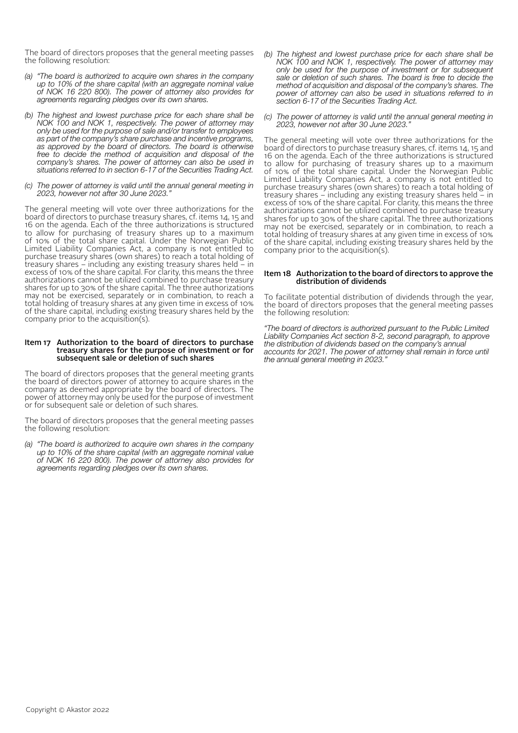The board of directors proposes that the general meeting passes the following resolution:

(a) *"The board is authorized to acquire own shares in the company up to 10% of the share capital (with an aggregate nominal value of NOK 16 220 800). The power of attorney also provides for agreements regarding pledges over its own shares.*

(b) *The highest and lowest purchase price for each share shall be NOK 100 and NOK 1, respectively. The power of attorney may only be used for the purpose of sale and/or transfer to employees as part of the company's share purchase and incentive programs, as approved by the board of directors. The board is otherwise free to decide the method of acquisition and disposal of the company's shares. The power of attorney can also be used in situations referred to in section 6-17 of the Securities Trading Act.*

(c) *The power of attorney is valid until the annual general meeting in 2023, however not after 30 June 2023."*

The general meeting will vote over three authorizations for the board of directors to purchase treasury shares, cf. items 14, 15 and 16 on the agenda. Each of the three authorizations is structured to allow for purchasing of treasury shares up to a maximum of 10% of the total share capital. Under the Norwegian Public Limited Liability Companies Act, a company is not entitled to purchase treasury shares (own shares) to reach a total holding of treasury shares – including any existing treasury shares held – in excess of 10% of the share capital. For clarity, this means the three authorizations cannot be utilized combined to purchase treasury shares for up to 30% of the share capital. The three authorizations may not be exercised, separately or in combination, to reach a total holding of treasury shares at any given time in excess of 10% of the share capital, including existing treasury shares held by the company prior to the acquisition(s).

### Item 17 Authorization to the board of directors to purchase treasury shares for the purpose of investment or for subsequent sale or deletion of such shares

The board of directors proposes that the general meeting grants the board of directors power of attorney to acquire shares in the company as deemed appropriate by the board of directors. The power of attorney may only be used for the purpose of investment or for subsequent sale or deletion of such shares.

The board of directors proposes that the general meeting passes the following resolution:

(a) *"The board is authorized to acquire own shares in the company up to 10% of the share capital (with an aggregate nominal value of NOK 16 220 800). The power of attorney also provides for agreements regarding pledges over its own shares.*

(b) *The highest and lowest purchase price for each share shall be NOK 100 and NOK 1, respectively. The power of attorney may only be used for the purpose of investment or for subsequent sale or deletion of such shares. The board is free to decide the method of acquisition and disposal of the company's shares. The power of attorney can also be used in situations referred to in section 6-17 of the Securities Trading Act.*

(c) *The power of attorney is valid until the annual general meeting in 2023, however not after 30 June 2023."*

The general meeting will vote over three authorizations for the board of directors to purchase treasury shares, cf. items 14, 15 and 16 on the agenda. Each of the three authorizations is structured to allow for purchasing of treasury shares up to a maximum of 10% of the total share capital. Under the Norwegian Public Limited Liability Companies Act, a company is not entitled to purchase treasury shares (own shares) to reach a total holding of treasury shares – including any existing treasury shares held – in excess of 10% of the share capital. For clarity, this means the three authorizations cannot be utilized combined to purchase treasury shares for up to 30% of the share capital. The three authorizations may not be exercised, separately or in combination, to reach a total holding of treasury shares at any given time in excess of 10% of the share capital, including existing treasury shares held by the company prior to the acquisition(s).

### Item 18 Authorization to the board of directors to approve the distribution of dividends

To facilitate potential distribution of dividends through the year, the board of directors proposes that the general meeting passes the following resolution:

*"The board of directors is authorized pursuant to the Public Limited Liability Companies Act section 8-2, second paragraph, to approve the distribution of dividends based on the company's annual accounts for 2021. The power of attorney shall remain in force until the annual general meeting in 2023."*